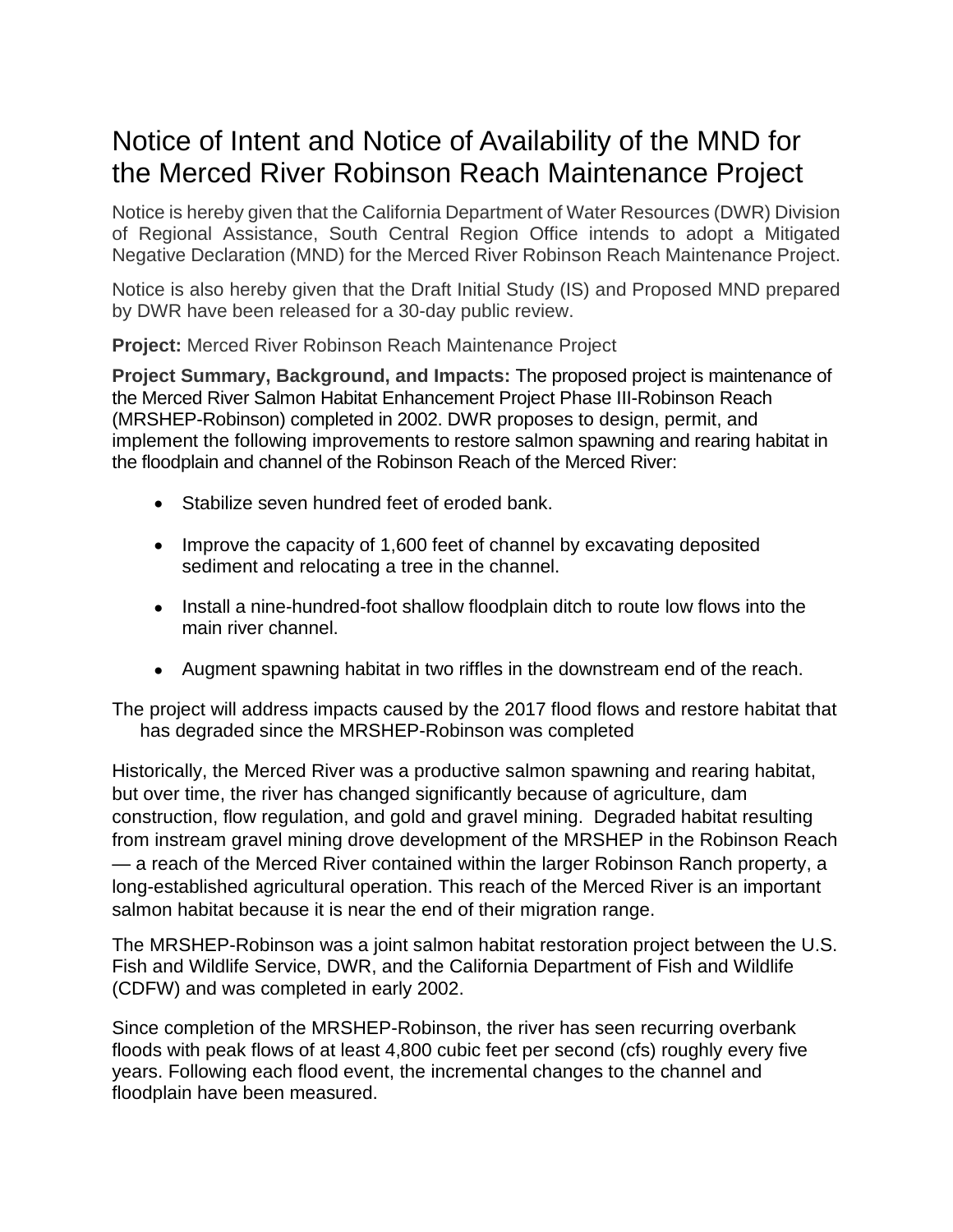# Notice of Intent and Notice of Availability of the MND for the Merced River Robinson Reach Maintenance Project

Notice is hereby given that the California Department of Water Resources (DWR) Division of Regional Assistance, South Central Region Office intends to adopt a Mitigated Negative Declaration (MND) for the Merced River Robinson Reach Maintenance Project.

Notice is also hereby given that the Draft Initial Study (IS) and Proposed MND prepared by DWR have been released for a 30-day public review.

**Project:** Merced River Robinson Reach Maintenance Project

**Project Summary, Background, and Impacts:** The proposed project is maintenance of the Merced River Salmon Habitat Enhancement Project Phase III-Robinson Reach (MRSHEP-Robinson) completed in 2002. DWR proposes to design, permit, and implement the following improvements to restore salmon spawning and rearing habitat in the floodplain and channel of the Robinson Reach of the Merced River:

- Stabilize seven hundred feet of eroded bank.
- Improve the capacity of 1,600 feet of channel by excavating deposited sediment and relocating a tree in the channel.
- Install a nine-hundred-foot shallow floodplain ditch to route low flows into the main river channel.
- Augment spawning habitat in two riffles in the downstream end of the reach.

The project will address impacts caused by the 2017 flood flows and restore habitat that has degraded since the MRSHEP-Robinson was completed

Historically, the Merced River was a productive salmon spawning and rearing habitat, but over time, the river has changed significantly because of agriculture, dam construction, flow regulation, and gold and gravel mining. Degraded habitat resulting from instream gravel mining drove development of the MRSHEP in the Robinson Reach — a reach of the Merced River contained within the larger Robinson Ranch property, a long-established agricultural operation. This reach of the Merced River is an important salmon habitat because it is near the end of their migration range.

The MRSHEP-Robinson was a joint salmon habitat restoration project between the U.S. Fish and Wildlife Service, DWR, and the California Department of Fish and Wildlife (CDFW) and was completed in early 2002.

Since completion of the MRSHEP-Robinson, the river has seen recurring overbank floods with peak flows of at least 4,800 cubic feet per second (cfs) roughly every five years. Following each flood event, the incremental changes to the channel and floodplain have been measured.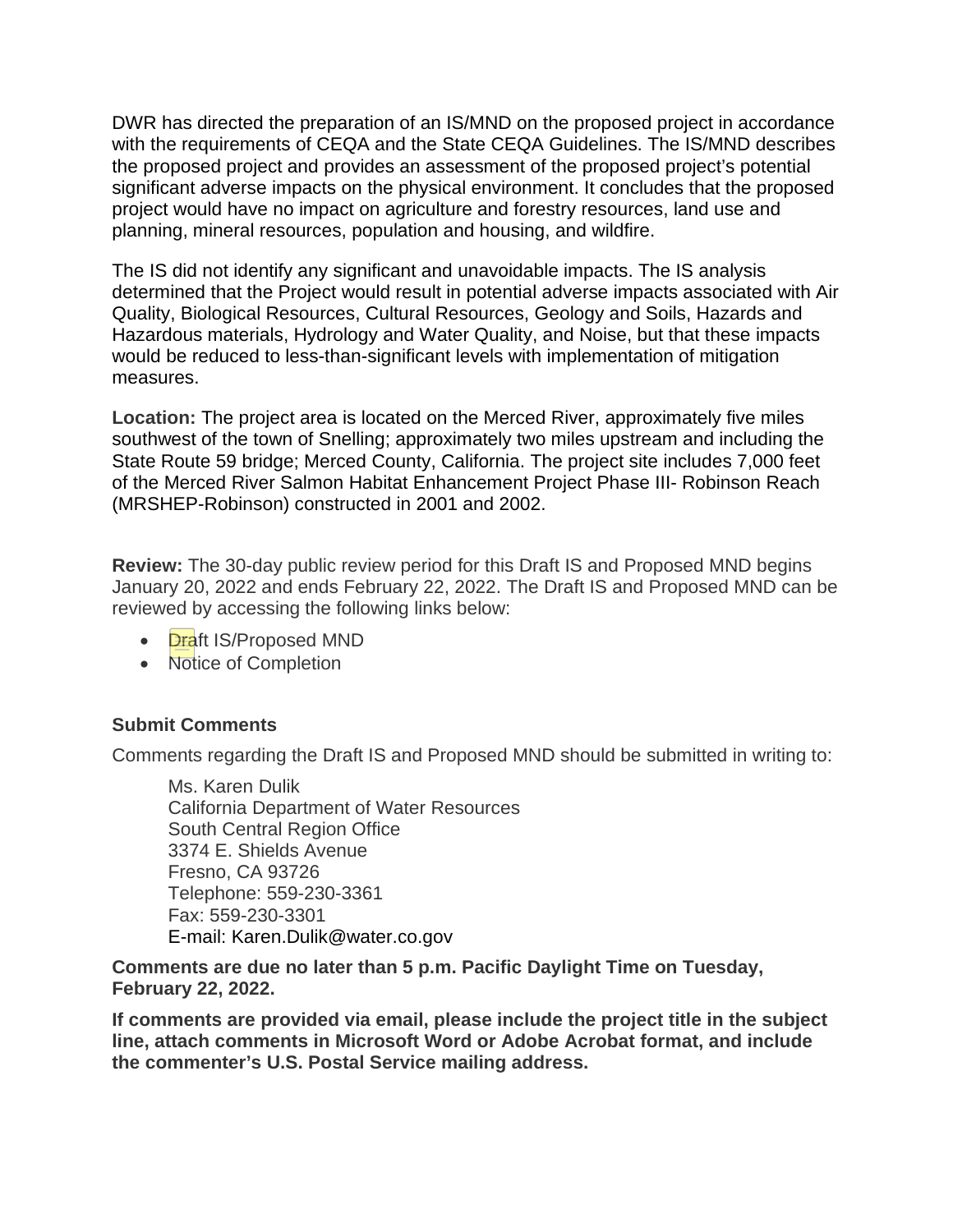DWR has directed the preparation of an IS/MND on the proposed project in accordance with the requirements of CEQA and the State CEQA Guidelines. The IS/MND describes the proposed project and provides an assessment of the proposed project's potential significant adverse impacts on the physical environment. It concludes that the proposed project would have no impact on agriculture and forestry resources, land use and planning, mineral resources, population and housing, and wildfire.

The IS did not identify any significant and unavoidable impacts. The IS analysis determined that the Project would result in potential adverse impacts associated with Air Quality, Biological Resources, Cultural Resources, Geology and Soils, Hazards and Hazardous materials, Hydrology and Water Quality, and Noise, but that these impacts would be reduced to less-than-significant levels with implementation of mitigation measures.

**Location:** The project area is located on the Merced River, approximately five miles southwest of the town of Snelling; approximately two miles upstream and including the State Route 59 bridge; Merced County, California. The project site includes 7,000 feet of the Merced River Salmon Habitat Enhancement Project Phase III- Robinson Reach (MRSHEP-Robinson) constructed in 2001 and 2002.

**Review:** The 30-day public review period for this Draft IS and Proposed MND begins January 20, 2022 and ends February 22, 2022. The Draft IS and Proposed MND can be reviewed by accessing the following links below:

- Draft IS/Proposed MND
- Notice of Completion

### Submit Comments

Comments regarding the Draft IS and Proposed MND should be submitted in writing to:

> Ms. Karen Dulik
> California Department of Water Resources
> South Central Region Office
> 3374 E. Shields Avenue
> Fresno, CA 93726
> Telephone: 559-230-3361
> Fax: 559-230-3301
> E-mail: Karen.Dulik@water.co.gov

**Comments are due no later than 5 p.m. Pacific Daylight Time on Tuesday, February 22, 2022.**

**If comments are provided via email, please include the project title in the subject line, attach comments in Microsoft Word or Adobe Acrobat format, and include the commenter's U.S. Postal Service mailing address.**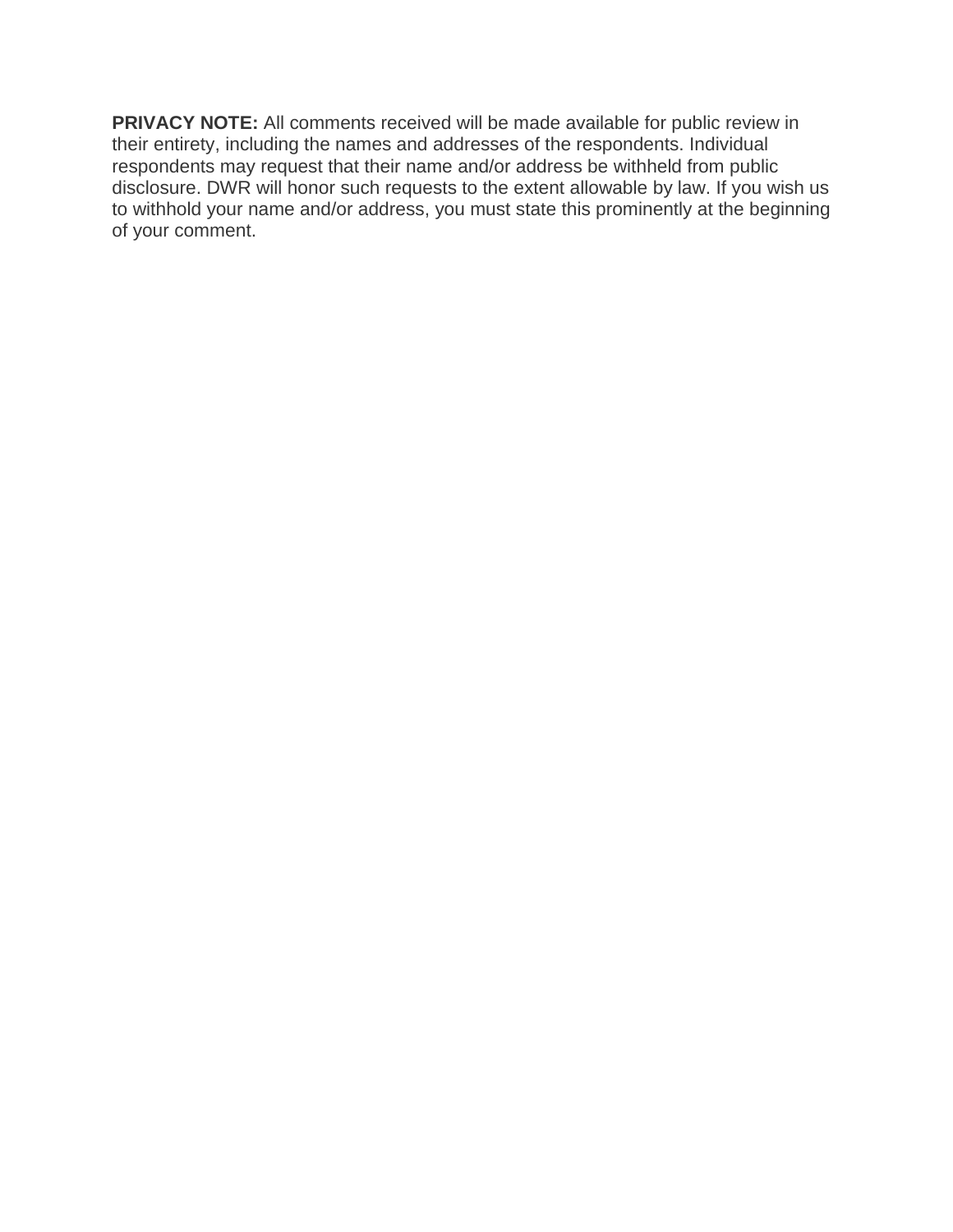**PRIVACY NOTE:** All comments received will be made available for public review in their entirety, including the names and addresses of the respondents. Individual respondents may request that their name and/or address be withheld from public disclosure. DWR will honor such requests to the extent allowable by law. If you wish us to withhold your name and/or address, you must state this prominently at the beginning of your comment.